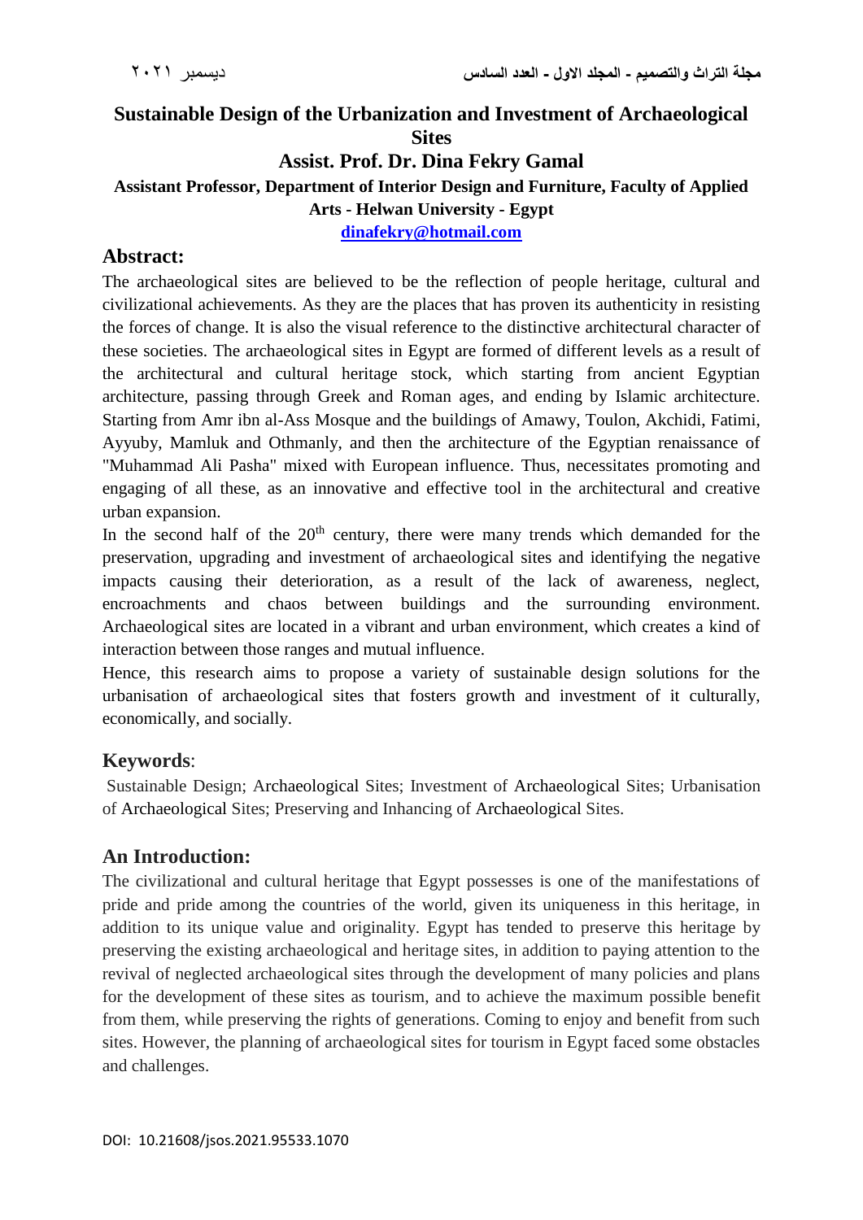# Sustainable Design of the Urbanization and Investment of Archaeological Sites

**Assist. Prof. Dr. Dina Fekry Gamal**

**Assistant Professor, Department of Interior Design and Furniture, Faculty of Applied Arts - Helwan University - Egypt**

**dinafekry@hotmail.com**

## Abstract:

The archaeological sites are believed to be the reflection of people heritage, cultural and civilizational achievements. As they are the places that has proven its authenticity in resisting the forces of change. It is also the visual reference to the distinctive architectural character of these societies. The archaeological sites in Egypt are formed of different levels as a result of the architectural and cultural heritage stock, which starting from ancient Egyptian architecture, passing through Greek and Roman ages, and ending by Islamic architecture. Starting from Amr ibn al-Ass Mosque and the buildings of Amawy, Toulon, Akchidi, Fatimi, Ayyuby, Mamluk and Othmanly, and then the architecture of the Egyptian renaissance of "Muhammad Ali Pasha" mixed with European influence. Thus, necessitates promoting and engaging of all these, as an innovative and effective tool in the architectural and creative urban expansion.

In the second half of the 20th century, there were many trends which demanded for the preservation, upgrading and investment of archaeological sites and identifying the negative impacts causing their deterioration, as a result of the lack of awareness, neglect, encroachments and chaos between buildings and the surrounding environment. Archaeological sites are located in a vibrant and urban environment, which creates a kind of interaction between those ranges and mutual influence.

Hence, this research aims to propose a variety of sustainable design solutions for the urbanisation of archaeological sites that fosters growth and investment of it culturally, economically, and socially.

## Keywords:

Sustainable Design; Archaeological Sites; Investment of Archaeological Sites; Urbanisation of Archaeological Sites; Preserving and Inhancing of Archaeological Sites.

## An Introduction:

The civilizational and cultural heritage that Egypt possesses is one of the manifestations of pride and pride among the countries of the world, given its uniqueness in this heritage, in addition to its unique value and originality. Egypt has tended to preserve this heritage by preserving the existing archaeological and heritage sites, in addition to paying attention to the revival of neglected archaeological sites through the development of many policies and plans for the development of these sites as tourism, and to achieve the maximum possible benefit from them, while preserving the rights of generations. Coming to enjoy and benefit from such sites. However, the planning of archaeological sites for tourism in Egypt faced some obstacles and challenges.

DOI: 10.21608/jsos.2021.95533.1070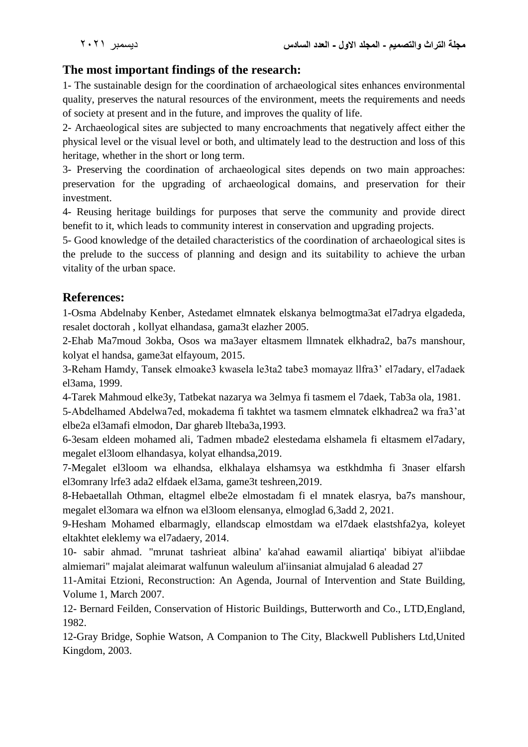## The most important findings of the research:

1- The sustainable design for the coordination of archaeological sites enhances environmental quality, preserves the natural resources of the environment, meets the requirements and needs of society at present and in the future, and improves the quality of life.

2- Archaeological sites are subjected to many encroachments that negatively affect either the physical level or the visual level or both, and ultimately lead to the destruction and loss of this heritage, whether in the short or long term.

3- Preserving the coordination of archaeological sites depends on two main approaches: preservation for the upgrading of archaeological domains, and preservation for their investment.

4- Reusing heritage buildings for purposes that serve the community and provide direct benefit to it, which leads to community interest in conservation and upgrading projects.

5- Good knowledge of the detailed characteristics of the coordination of archaeological sites is the prelude to the success of planning and design and its suitability to achieve the urban vitality of the urban space.

## References:

1-Osma Abdelnaby Kenber, Astedamet elmnatek elskanya belmogtma3at el7adrya elgadeda, resalet doctorah , kollyat elhandasa, gama3t elazher 2005.

2-Ehab Ma7moud 3okba, Osos wa ma3ayer eltasmem llmnatek elkhadra2, ba7s manshour, kolyat el handsa, game3at elfayoum, 2015.

3-Reham Hamdy, Tansek elmoake3 kwasela le3ta2 tabe3 momayaz llfra3' el7adary, el7adaek el3ama, 1999.

4-Tarek Mahmoud elke3y, Tatbekat nazarya wa 3elmya fi tasmem el 7daek, Tab3a ola, 1981.

5-Abdelhamed Abdelwa7ed, mokadema fi takhtet wa tasmem elmnatek elkhadrea2 wa fra3'at elbe2a el3amafi elmodon, Dar ghareb llteba3a,1993.

6-3esam eldeen mohamed ali, Tadmen mbade2 elestedama elshamela fi eltasmem el7adary, megalet el3loom elhandasya, kolyat elhandsa,2019.

7-Megalet el3loom wa elhandsa, elkhalaya elshamsya wa estkhdmha fi 3naser elfarsh el3omrany lrfe3 ada2 elfdaek el3ama, game3t teshreen,2019.

8-Hebaetallah Othman, eltagmel elbe2e elmostadam fi el mnatek elasrya, ba7s manshour, megalet el3omara wa elfnon wa el3loom elensanya, elmoglad 6,3add 2, 2021.

9-Hesham Mohamed elbarmagly, ellandscap elmostdam wa el7daek elastshfa2ya, koleyet eltakhtet eleklemy wa el7adaery, 2014.

10- sabir ahmad. "mrunat tashrieat albina' ka'ahad eawamil aliartiqa' bibiyat al'iibdae almiemari" majalat aleimarat walfunun waleulum al'iinsaniat almujalad 6 aleadad 27

11-Amitai Etzioni, Reconstruction: An Agenda, Journal of Intervention and State Building, Volume 1, March 2007.

12- Bernard Feilden, Conservation of Historic Buildings, Butterworth and Co., LTD,England, 1982.

12-Gray Bridge, Sophie Watson, A Companion to The City, Blackwell Publishers Ltd,United Kingdom, 2003.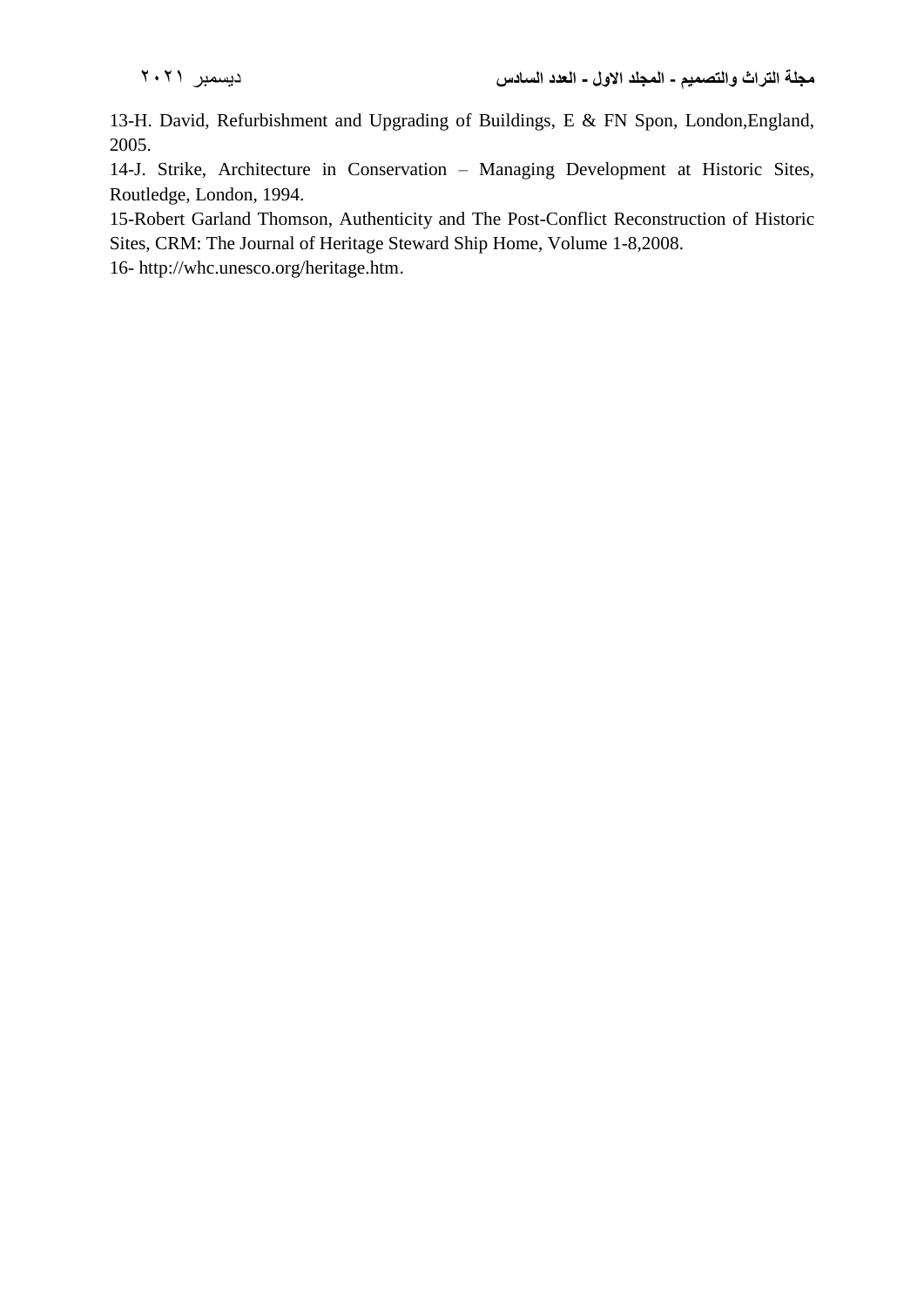13-H. David, Refurbishment and Upgrading of Buildings, E & FN Spon, London,England, 2005.

14-J. Strike, Architecture in Conservation – Managing Development at Historic Sites, Routledge, London, 1994.

15-Robert Garland Thomson, Authenticity and The Post-Conflict Reconstruction of Historic Sites, CRM: The Journal of Heritage Steward Ship Home, Volume 1-8,2008.

16- http://whc.unesco.org/heritage.htm.